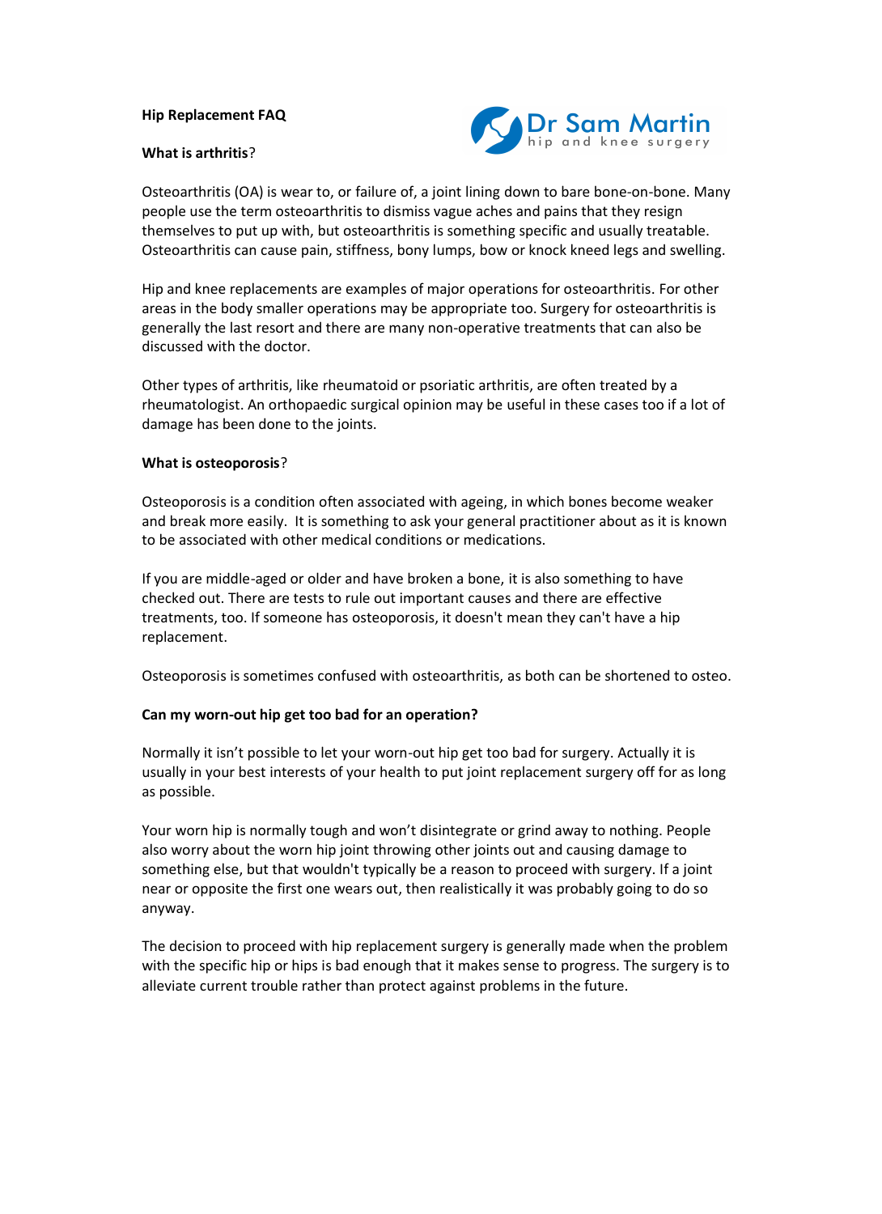# Hip Replacement FAQ

Dr Sam Martin
hip and knee surgery

## What is arthritis?

Osteoarthritis (OA) is wear to, or failure of, a joint lining down to bare bone-on-bone. Many people use the term osteoarthritis to dismiss vague aches and pains that they resign themselves to put up with, but osteoarthritis is something specific and usually treatable. Osteoarthritis can cause pain, stiffness, bony lumps, bow or knock kneed legs and swelling.

Hip and knee replacements are examples of major operations for osteoarthritis. For other areas in the body smaller operations may be appropriate too. Surgery for osteoarthritis is generally the last resort and there are many non-operative treatments that can also be discussed with the doctor.

Other types of arthritis, like rheumatoid or psoriatic arthritis, are often treated by a rheumatologist. An orthopaedic surgical opinion may be useful in these cases too if a lot of damage has been done to the joints.

## What is osteoporosis?

Osteoporosis is a condition often associated with ageing, in which bones become weaker and break more easily. It is something to ask your general practitioner about as it is known to be associated with other medical conditions or medications.

If you are middle-aged or older and have broken a bone, it is also something to have checked out. There are tests to rule out important causes and there are effective treatments, too. If someone has osteoporosis, it doesn't mean they can't have a hip replacement.

Osteoporosis is sometimes confused with osteoarthritis, as both can be shortened to osteo.

## Can my worn-out hip get too bad for an operation?

Normally it isn't possible to let your worn-out hip get too bad for surgery. Actually it is usually in your best interests of your health to put joint replacement surgery off for as long as possible.

Your worn hip is normally tough and won't disintegrate or grind away to nothing. People also worry about the worn hip joint throwing other joints out and causing damage to something else, but that wouldn't typically be a reason to proceed with surgery. If a joint near or opposite the first one wears out, then realistically it was probably going to do so anyway.

The decision to proceed with hip replacement surgery is generally made when the problem with the specific hip or hips is bad enough that it makes sense to progress. The surgery is to alleviate current trouble rather than protect against problems in the future.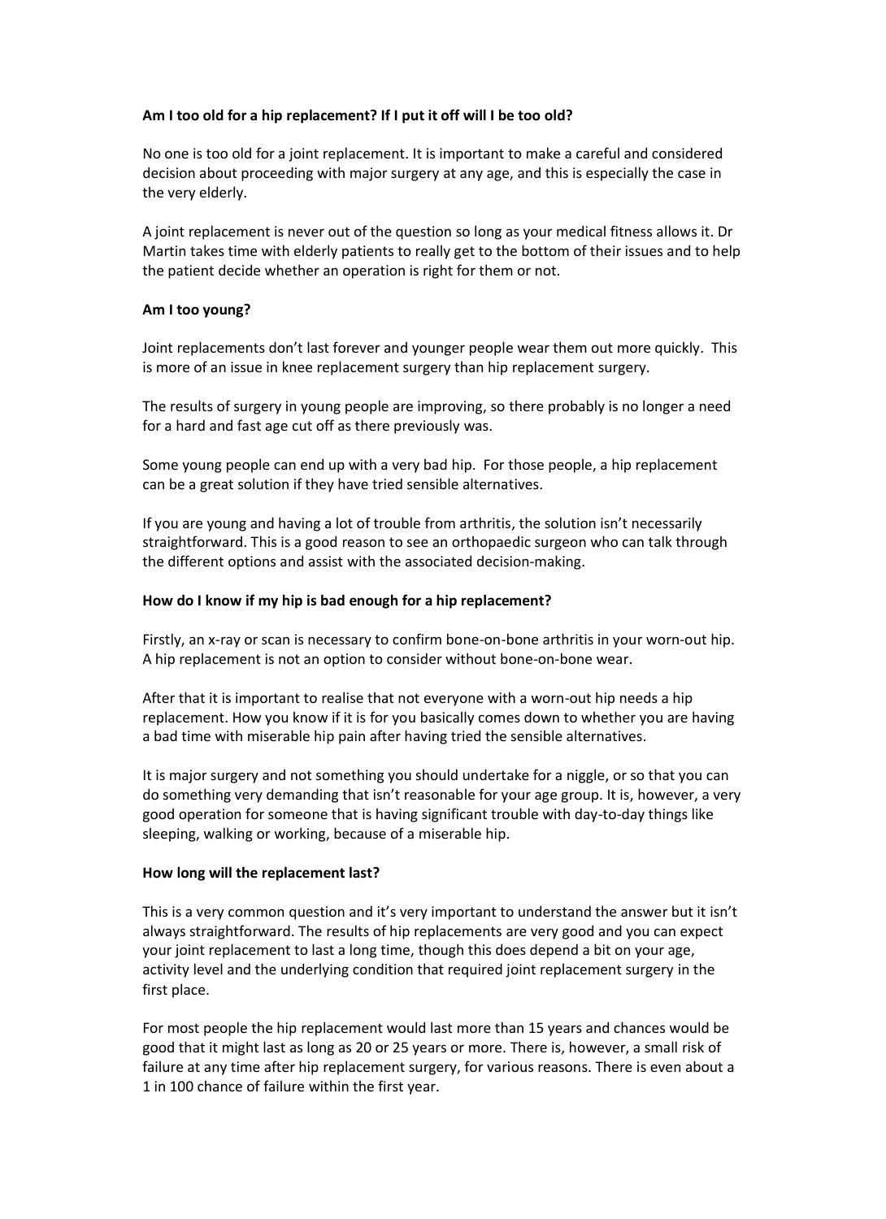**Am I too old for a hip replacement? If I put it off will I be too old?**

No one is too old for a joint replacement. It is important to make a careful and considered decision about proceeding with major surgery at any age, and this is especially the case in the very elderly.

A joint replacement is never out of the question so long as your medical fitness allows it. Dr Martin takes time with elderly patients to really get to the bottom of their issues and to help the patient decide whether an operation is right for them or not.

**Am I too young?**

Joint replacements don't last forever and younger people wear them out more quickly. This is more of an issue in knee replacement surgery than hip replacement surgery.

The results of surgery in young people are improving, so there probably is no longer a need for a hard and fast age cut off as there previously was.

Some young people can end up with a very bad hip. For those people, a hip replacement can be a great solution if they have tried sensible alternatives.

If you are young and having a lot of trouble from arthritis, the solution isn't necessarily straightforward. This is a good reason to see an orthopaedic surgeon who can talk through the different options and assist with the associated decision-making.

**How do I know if my hip is bad enough for a hip replacement?**

Firstly, an x-ray or scan is necessary to confirm bone-on-bone arthritis in your worn-out hip. A hip replacement is not an option to consider without bone-on-bone wear.

After that it is important to realise that not everyone with a worn-out hip needs a hip replacement. How you know if it is for you basically comes down to whether you are having a bad time with miserable hip pain after having tried the sensible alternatives.

It is major surgery and not something you should undertake for a niggle, or so that you can do something very demanding that isn't reasonable for your age group. It is, however, a very good operation for someone that is having significant trouble with day-to-day things like sleeping, walking or working, because of a miserable hip.

**How long will the replacement last?**

This is a very common question and it's very important to understand the answer but it isn't always straightforward. The results of hip replacements are very good and you can expect your joint replacement to last a long time, though this does depend a bit on your age, activity level and the underlying condition that required joint replacement surgery in the first place.

For most people the hip replacement would last more than 15 years and chances would be good that it might last as long as 20 or 25 years or more. There is, however, a small risk of failure at any time after hip replacement surgery, for various reasons. There is even about a 1 in 100 chance of failure within the first year.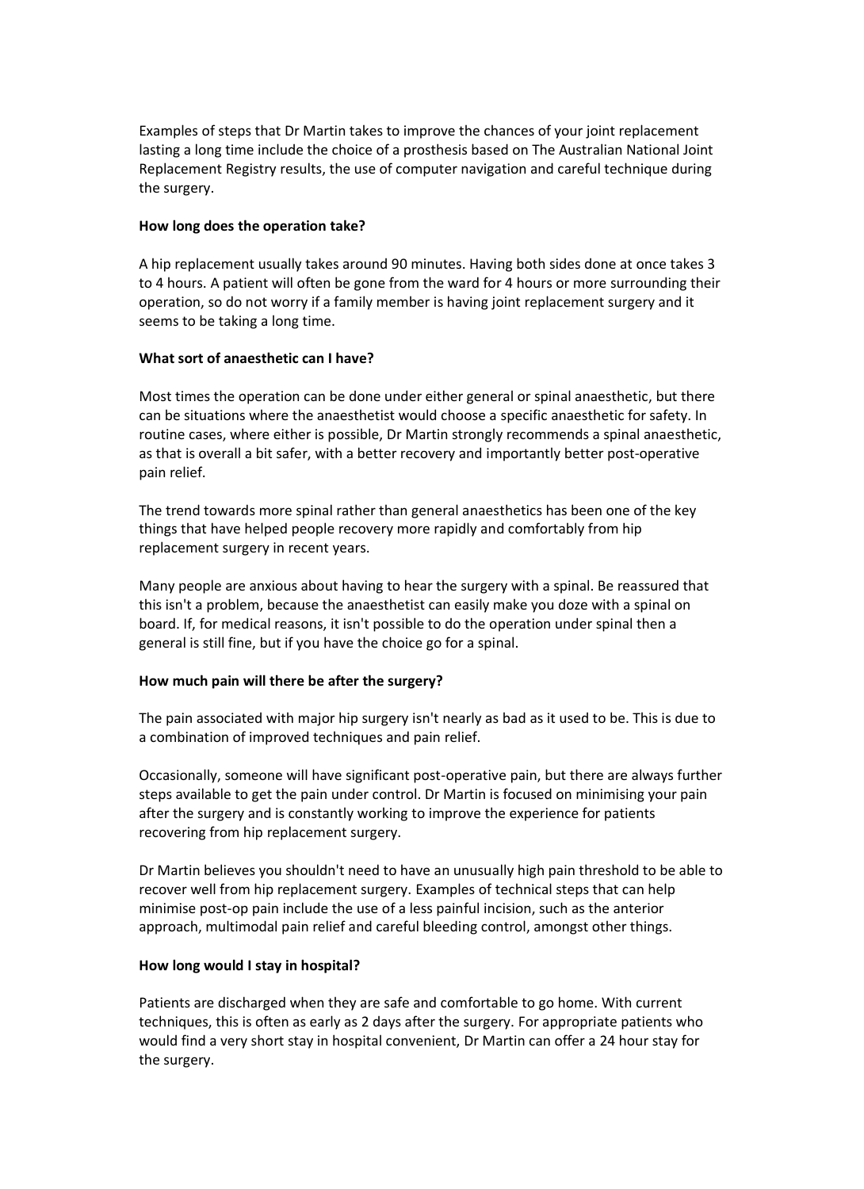Examples of steps that Dr Martin takes to improve the chances of your joint replacement lasting a long time include the choice of a prosthesis based on The Australian National Joint Replacement Registry results, the use of computer navigation and careful technique during the surgery.

**How long does the operation take?**

A hip replacement usually takes around 90 minutes. Having both sides done at once takes 3 to 4 hours. A patient will often be gone from the ward for 4 hours or more surrounding their operation, so do not worry if a family member is having joint replacement surgery and it seems to be taking a long time.

**What sort of anaesthetic can I have?**

Most times the operation can be done under either general or spinal anaesthetic, but there can be situations where the anaesthetist would choose a specific anaesthetic for safety. In routine cases, where either is possible, Dr Martin strongly recommends a spinal anaesthetic, as that is overall a bit safer, with a better recovery and importantly better post-operative pain relief.

The trend towards more spinal rather than general anaesthetics has been one of the key things that have helped people recovery more rapidly and comfortably from hip replacement surgery in recent years.

Many people are anxious about having to hear the surgery with a spinal. Be reassured that this isn't a problem, because the anaesthetist can easily make you doze with a spinal on board. If, for medical reasons, it isn't possible to do the operation under spinal then a general is still fine, but if you have the choice go for a spinal.

**How much pain will there be after the surgery?**

The pain associated with major hip surgery isn't nearly as bad as it used to be. This is due to a combination of improved techniques and pain relief.

Occasionally, someone will have significant post-operative pain, but there are always further steps available to get the pain under control. Dr Martin is focused on minimising your pain after the surgery and is constantly working to improve the experience for patients recovering from hip replacement surgery.

Dr Martin believes you shouldn't need to have an unusually high pain threshold to be able to recover well from hip replacement surgery. Examples of technical steps that can help minimise post-op pain include the use of a less painful incision, such as the anterior approach, multimodal pain relief and careful bleeding control, amongst other things.

**How long would I stay in hospital?**

Patients are discharged when they are safe and comfortable to go home. With current techniques, this is often as early as 2 days after the surgery. For appropriate patients who would find a very short stay in hospital convenient, Dr Martin can offer a 24 hour stay for the surgery.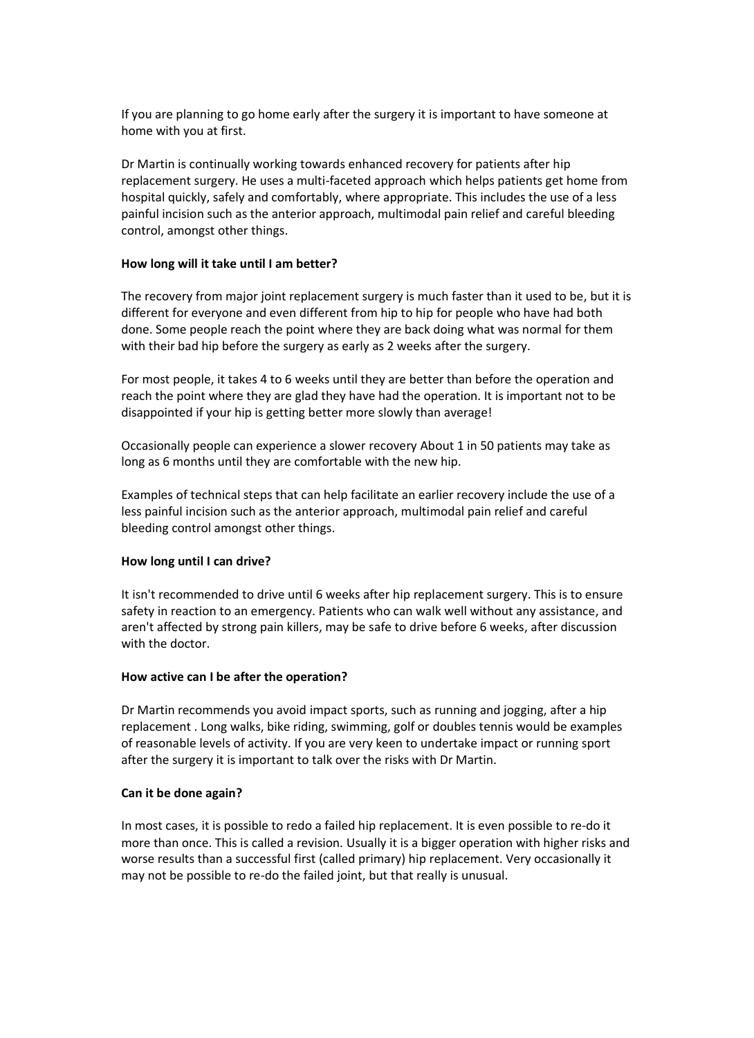If you are planning to go home early after the surgery it is important to have someone at home with you at first.

Dr Martin is continually working towards enhanced recovery for patients after hip replacement surgery. He uses a multi-faceted approach which helps patients get home from hospital quickly, safely and comfortably, where appropriate. This includes the use of a less painful incision such as the anterior approach, multimodal pain relief and careful bleeding control, amongst other things.

**How long will it take until I am better?**

The recovery from major joint replacement surgery is much faster than it used to be, but it is different for everyone and even different from hip to hip for people who have had both done. Some people reach the point where they are back doing what was normal for them with their bad hip before the surgery as early as 2 weeks after the surgery.

For most people, it takes 4 to 6 weeks until they are better than before the operation and reach the point where they are glad they have had the operation. It is important not to be disappointed if your hip is getting better more slowly than average!

Occasionally people can experience a slower recovery About 1 in 50 patients may take as long as 6 months until they are comfortable with the new hip.

Examples of technical steps that can help facilitate an earlier recovery include the use of a less painful incision such as the anterior approach, multimodal pain relief and careful bleeding control amongst other things.

**How long until I can drive?**

It isn't recommended to drive until 6 weeks after hip replacement surgery. This is to ensure safety in reaction to an emergency. Patients who can walk well without any assistance, and aren't affected by strong pain killers, may be safe to drive before 6 weeks, after discussion with the doctor.

**How active can I be after the operation?**

Dr Martin recommends you avoid impact sports, such as running and jogging, after a hip replacement . Long walks, bike riding, swimming, golf or doubles tennis would be examples of reasonable levels of activity. If you are very keen to undertake impact or running sport after the surgery it is important to talk over the risks with Dr Martin.

**Can it be done again?**

In most cases, it is possible to redo a failed hip replacement. It is even possible to re-do it more than once. This is called a revision. Usually it is a bigger operation with higher risks and worse results than a successful first (called primary) hip replacement. Very occasionally it may not be possible to re-do the failed joint, but that really is unusual.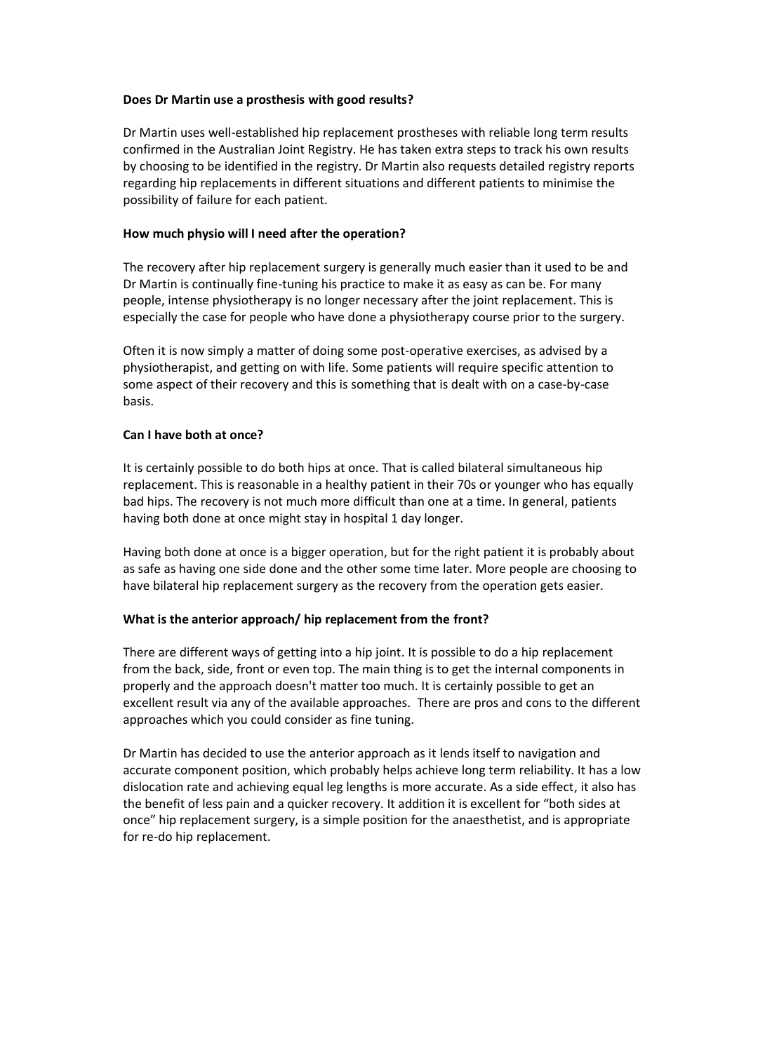**Does Dr Martin use a prosthesis with good results?**

Dr Martin uses well-established hip replacement prostheses with reliable long term results confirmed in the Australian Joint Registry. He has taken extra steps to track his own results by choosing to be identified in the registry. Dr Martin also requests detailed registry reports regarding hip replacements in different situations and different patients to minimise the possibility of failure for each patient.

**How much physio will I need after the operation?**

The recovery after hip replacement surgery is generally much easier than it used to be and Dr Martin is continually fine-tuning his practice to make it as easy as can be. For many people, intense physiotherapy is no longer necessary after the joint replacement. This is especially the case for people who have done a physiotherapy course prior to the surgery.

Often it is now simply a matter of doing some post-operative exercises, as advised by a physiotherapist, and getting on with life. Some patients will require specific attention to some aspect of their recovery and this is something that is dealt with on a case-by-case basis.

**Can I have both at once?**

It is certainly possible to do both hips at once. That is called bilateral simultaneous hip replacement. This is reasonable in a healthy patient in their 70s or younger who has equally bad hips. The recovery is not much more difficult than one at a time. In general, patients having both done at once might stay in hospital 1 day longer.

Having both done at once is a bigger operation, but for the right patient it is probably about as safe as having one side done and the other some time later. More people are choosing to have bilateral hip replacement surgery as the recovery from the operation gets easier.

**What is the anterior approach/ hip replacement from the front?**

There are different ways of getting into a hip joint. It is possible to do a hip replacement from the back, side, front or even top. The main thing is to get the internal components in properly and the approach doesn't matter too much. It is certainly possible to get an excellent result via any of the available approaches. There are pros and cons to the different approaches which you could consider as fine tuning.

Dr Martin has decided to use the anterior approach as it lends itself to navigation and accurate component position, which probably helps achieve long term reliability. It has a low dislocation rate and achieving equal leg lengths is more accurate. As a side effect, it also has the benefit of less pain and a quicker recovery. It addition it is excellent for "both sides at once" hip replacement surgery, is a simple position for the anaesthetist, and is appropriate for re-do hip replacement.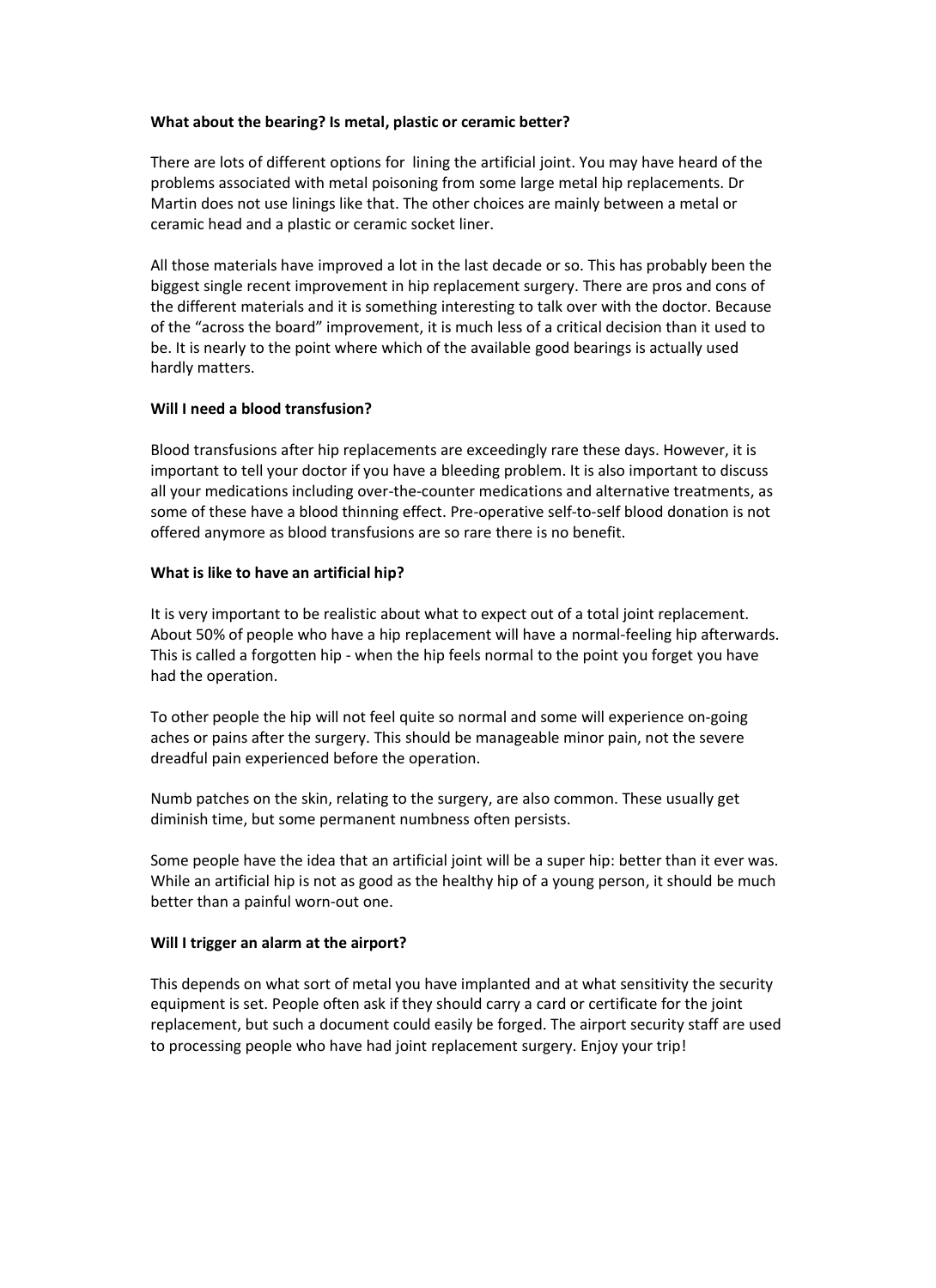**What about the bearing? Is metal, plastic or ceramic better?**

There are lots of different options for lining the artificial joint. You may have heard of the problems associated with metal poisoning from some large metal hip replacements. Dr Martin does not use linings like that. The other choices are mainly between a metal or ceramic head and a plastic or ceramic socket liner.

All those materials have improved a lot in the last decade or so. This has probably been the biggest single recent improvement in hip replacement surgery. There are pros and cons of the different materials and it is something interesting to talk over with the doctor. Because of the "across the board" improvement, it is much less of a critical decision than it used to be. It is nearly to the point where which of the available good bearings is actually used hardly matters.

**Will I need a blood transfusion?**

Blood transfusions after hip replacements are exceedingly rare these days. However, it is important to tell your doctor if you have a bleeding problem. It is also important to discuss all your medications including over-the-counter medications and alternative treatments, as some of these have a blood thinning effect. Pre-operative self-to-self blood donation is not offered anymore as blood transfusions are so rare there is no benefit.

**What is like to have an artificial hip?**

It is very important to be realistic about what to expect out of a total joint replacement. About 50% of people who have a hip replacement will have a normal-feeling hip afterwards. This is called a forgotten hip - when the hip feels normal to the point you forget you have had the operation.

To other people the hip will not feel quite so normal and some will experience on-going aches or pains after the surgery. This should be manageable minor pain, not the severe dreadful pain experienced before the operation.

Numb patches on the skin, relating to the surgery, are also common. These usually get diminish time, but some permanent numbness often persists.

Some people have the idea that an artificial joint will be a super hip: better than it ever was. While an artificial hip is not as good as the healthy hip of a young person, it should be much better than a painful worn-out one.

**Will I trigger an alarm at the airport?**

This depends on what sort of metal you have implanted and at what sensitivity the security equipment is set. People often ask if they should carry a card or certificate for the joint replacement, but such a document could easily be forged. The airport security staff are used to processing people who have had joint replacement surgery. Enjoy your trip!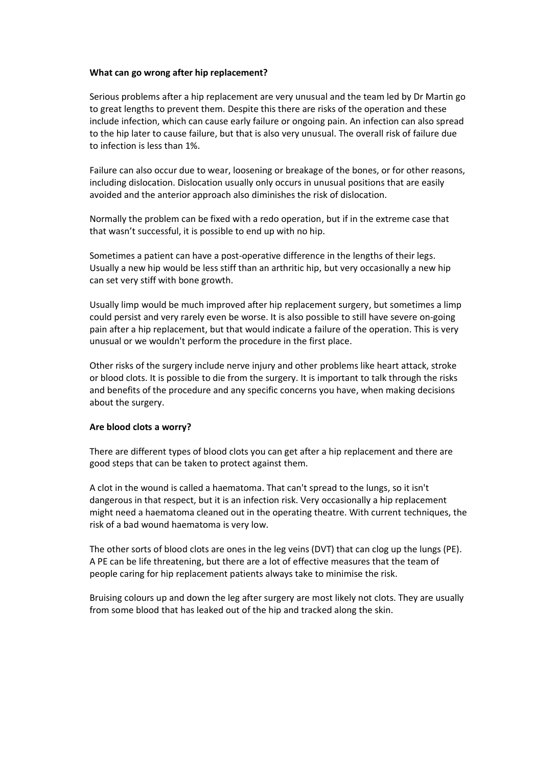**What can go wrong after hip replacement?**

Serious problems after a hip replacement are very unusual and the team led by Dr Martin go to great lengths to prevent them. Despite this there are risks of the operation and these include infection, which can cause early failure or ongoing pain. An infection can also spread to the hip later to cause failure, but that is also very unusual. The overall risk of failure due to infection is less than 1%.

Failure can also occur due to wear, loosening or breakage of the bones, or for other reasons, including dislocation. Dislocation usually only occurs in unusual positions that are easily avoided and the anterior approach also diminishes the risk of dislocation.

Normally the problem can be fixed with a redo operation, but if in the extreme case that that wasn't successful, it is possible to end up with no hip.

Sometimes a patient can have a post-operative difference in the lengths of their legs. Usually a new hip would be less stiff than an arthritic hip, but very occasionally a new hip can set very stiff with bone growth.

Usually limp would be much improved after hip replacement surgery, but sometimes a limp could persist and very rarely even be worse. It is also possible to still have severe on-going pain after a hip replacement, but that would indicate a failure of the operation. This is very unusual or we wouldn't perform the procedure in the first place.

Other risks of the surgery include nerve injury and other problems like heart attack, stroke or blood clots. It is possible to die from the surgery. It is important to talk through the risks and benefits of the procedure and any specific concerns you have, when making decisions about the surgery.

**Are blood clots a worry?**

There are different types of blood clots you can get after a hip replacement and there are good steps that can be taken to protect against them.

A clot in the wound is called a haematoma. That can't spread to the lungs, so it isn't dangerous in that respect, but it is an infection risk. Very occasionally a hip replacement might need a haematoma cleaned out in the operating theatre. With current techniques, the risk of a bad wound haematoma is very low.

The other sorts of blood clots are ones in the leg veins (DVT) that can clog up the lungs (PE). A PE can be life threatening, but there are a lot of effective measures that the team of people caring for hip replacement patients always take to minimise the risk.

Bruising colours up and down the leg after surgery are most likely not clots. They are usually from some blood that has leaked out of the hip and tracked along the skin.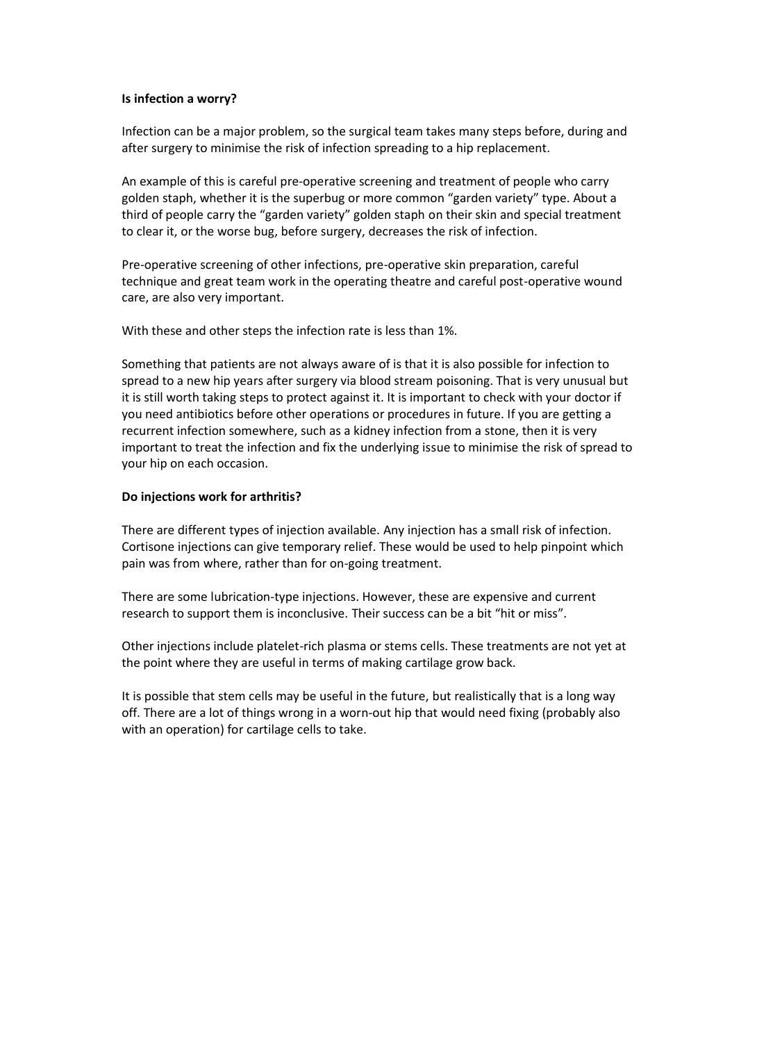**Is infection a worry?**

Infection can be a major problem, so the surgical team takes many steps before, during and after surgery to minimise the risk of infection spreading to a hip replacement.

An example of this is careful pre-operative screening and treatment of people who carry golden staph, whether it is the superbug or more common "garden variety" type. About a third of people carry the "garden variety" golden staph on their skin and special treatment to clear it, or the worse bug, before surgery, decreases the risk of infection.

Pre-operative screening of other infections, pre-operative skin preparation, careful technique and great team work in the operating theatre and careful post-operative wound care, are also very important.

With these and other steps the infection rate is less than 1%.

Something that patients are not always aware of is that it is also possible for infection to spread to a new hip years after surgery via blood stream poisoning. That is very unusual but it is still worth taking steps to protect against it. It is important to check with your doctor if you need antibiotics before other operations or procedures in future. If you are getting a recurrent infection somewhere, such as a kidney infection from a stone, then it is very important to treat the infection and fix the underlying issue to minimise the risk of spread to your hip on each occasion.

**Do injections work for arthritis?**

There are different types of injection available. Any injection has a small risk of infection. Cortisone injections can give temporary relief. These would be used to help pinpoint which pain was from where, rather than for on-going treatment.

There are some lubrication-type injections. However, these are expensive and current research to support them is inconclusive. Their success can be a bit "hit or miss".

Other injections include platelet-rich plasma or stems cells. These treatments are not yet at the point where they are useful in terms of making cartilage grow back.

It is possible that stem cells may be useful in the future, but realistically that is a long way off. There are a lot of things wrong in a worn-out hip that would need fixing (probably also with an operation) for cartilage cells to take.